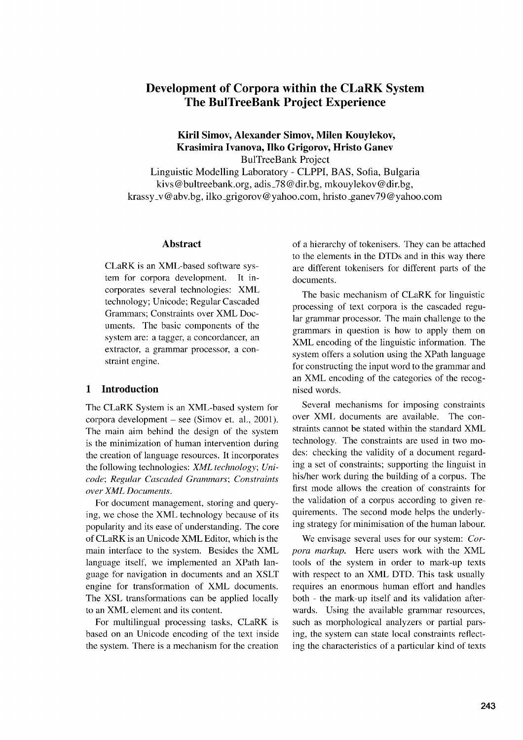# Development of Corpora within the CLaRK System
# The BulTreeBank Project Experience

**Kiril Simov, Alexander Simov, Milen Kouylekov,**
**Krasimira Ivanova, Ilko Grigorov, Hristo Ganev**

BulTreeBank Project
Linguistic Modelling Laboratory - CLPPI, BAS, Sofia, Bulgaria
kivs@bultreebank.org, adis_78@dir.bg, mkouylekov@dir.bg,
krassy_v@abv.bg, ilko_grigorov@yahoo.com, hristo_ganev79@yahoo.com

## Abstract

CLaRK is an XML-based software system for corpora development. It incorporates several technologies: XML technology; Unicode; Regular Cascaded Grammars; Constraints over XML Documents. The basic components of the system are: a tagger, a concordancer, an extractor, a grammar processor, a constraint engine.

## 1 Introduction

The CLaRK System is an XML-based system for corpora development – see (Simov et. al., 2001). The main aim behind the design of the system is the minimization of human intervention during the creation of language resources. It incorporates the following technologies: *XML technology*; *Unicode*; *Regular Cascaded Grammars*; *Constraints over XML Documents*.

For document management, storing and querying, we chose the XML technology because of its popularity and its ease of understanding. The core of CLaRK is an Unicode XML Editor, which is the main interface to the system. Besides the XML language itself, we implemented an XPath language for navigation in documents and an XSLT engine for transformation of XML documents. The XSL transformations can be applied locally to an XML element and its content.

For multilingual processing tasks, CLaRK is based on an Unicode encoding of the text inside the system. There is a mechanism for the creation of a hierarchy of tokenisers. They can be attached to the elements in the DTDs and in this way there are different tokenisers for different parts of the documents.

The basic mechanism of CLaRK for linguistic processing of text corpora is the cascaded regular grammar processor. The main challenge to the grammars in question is how to apply them on XML encoding of the linguistic information. The system offers a solution using the XPath language for constructing the input word to the grammar and an XML encoding of the categories of the recognised words.

Several mechanisms for imposing constraints over XML documents are available. The constraints cannot be stated within the standard XML technology. The constraints are used in two modes: checking the validity of a document regarding a set of constraints; supporting the linguist in his/her work during the building of a corpus. The first mode allows the creation of constraints for the validation of a corpus according to given requirements. The second mode helps the underlying strategy for minimisation of the human labour.

We envisage several uses for our system: *Corpora markup*. Here users work with the XML tools of the system in order to mark-up texts with respect to an XML DTD. This task usually requires an enormous human effort and handles both - the mark-up itself and its validation afterwards. Using the available grammar resources, such as morphological analyzers or partial parsing, the system can state local constraints reflecting the characteristics of a particular kind of texts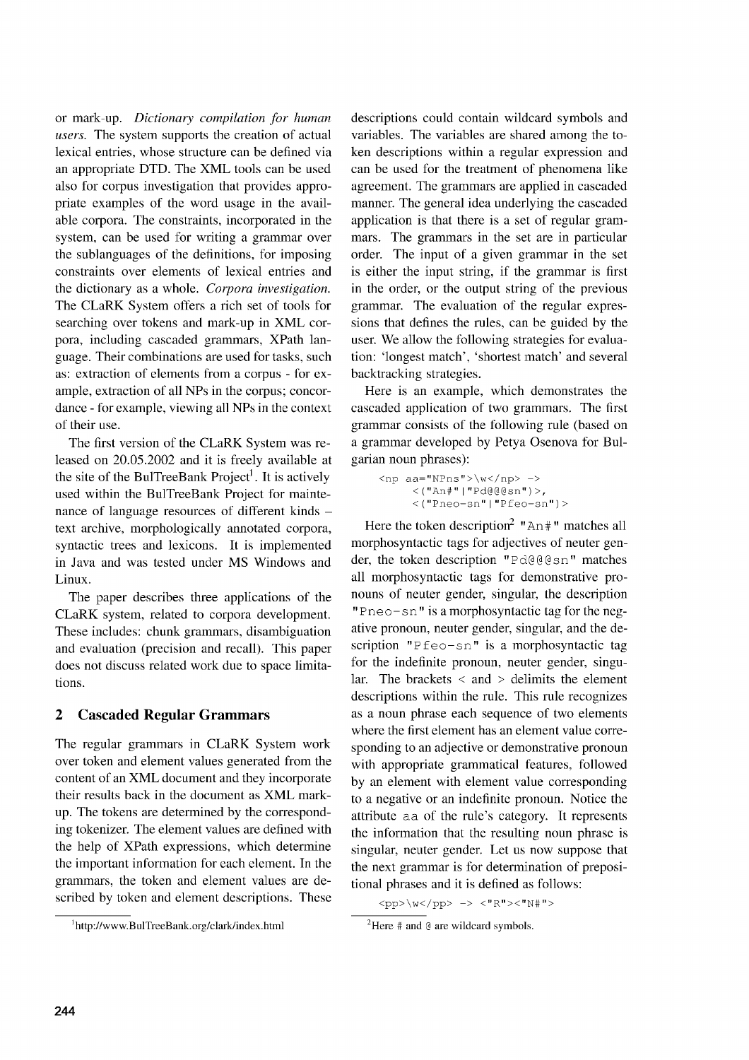or mark-up. *Dictionary compilation for human users.* The system supports the creation of actual lexical entries, whose structure can be defined via an appropriate DTD. The XML tools can be used also for corpus investigation that provides appropriate examples of the word usage in the available corpora. The constraints, incorporated in the system, can be used for writing a grammar over the sublanguages of the definitions, for imposing constraints over elements of lexical entries and the dictionary as a whole. *Corpora investigation.* The CLaRK System offers a rich set of tools for searching over tokens and mark-up in XML corpora, including cascaded grammars, XPath language. Their combinations are used for tasks, such as: extraction of elements from a corpus - for example, extraction of all NPs in the corpus; concordance - for example, viewing all NPs in the context of their use.

The first version of the CLaRK System was released on 20.05.2002 and it is freely available at the site of the BulTreeBank Project[1]. It is actively used within the BulTreeBank Project for maintenance of language resources of different kinds – text archive, morphologically annotated corpora, syntactic trees and lexicons. It is implemented in Java and was tested under MS Windows and Linux.

The paper describes three applications of the CLaRK system, related to corpora development. These includes: chunk grammars, disambiguation and evaluation (precision and recall). This paper does not discuss related work due to space limitations.

## 2 Cascaded Regular Grammars

The regular grammars in CLaRK System work over token and element values generated from the content of an XML document and they incorporate their results back in the document as XML markup. The tokens are determined by the corresponding tokenizer. The element values are defined with the help of XPath expressions, which determine the important information for each element. In the grammars, the token and element values are described by token and element descriptions. These descriptions could contain wildcard symbols and variables. The variables are shared among the token descriptions within a regular expression and can be used for the treatment of phenomena like agreement. The grammars are applied in cascaded manner. The general idea underlying the cascaded application is that there is a set of regular grammars. The grammars in the set are in particular order. The input of a given grammar in the set is either the input string, if the grammar is first in the order, or the output string of the previous grammar. The evaluation of the regular expressions that defines the rules, can be guided by the user. We allow the following strategies for evaluation: 'longest match', 'shortest match' and several backtracking strategies.

Here is an example, which demonstrates the cascaded application of two grammars. The first grammar consists of the following rule (based on a grammar developed by Petya Osenova for Bulgarian noun phrases):

```
<np aa="NPns">\w</np> ->
    <("An#"|"Pd@@@sn")>,
    <("Pneo-sn"|"Pfeo-sn")>
```

Here the token description[2] `"An#"` matches all morphosyntactic tags for adjectives of neuter gender, the token description `"Pd@@@sn"` matches all morphosyntactic tags for demonstrative pronouns of neuter gender, singular, the description `"Pneo-sn"` is a morphosyntactic tag for the negative pronoun, neuter gender, singular, and the description `"Pfeo-sn"` is a morphosyntactic tag for the indefinite pronoun, neuter gender, singular. The brackets < and > delimits the element descriptions within the rule. This rule recognizes as a noun phrase each sequence of two elements where the first element has an element value corresponding to an adjective or demonstrative pronoun with appropriate grammatical features, followed by an element with element value corresponding to a negative or an indefinite pronoun. Notice the attribute `aa` of the rule's category. It represents the information that the resulting noun phrase is singular, neuter gender. Let us now suppose that the next grammar is for determination of prepositional phrases and it is defined as follows:

```
<pp>\w</pp> -> <"R"><"N#">
```

[1] http://www.BulTreeBank.org/clark/index.html

[2] Here # and @ are wildcard symbols.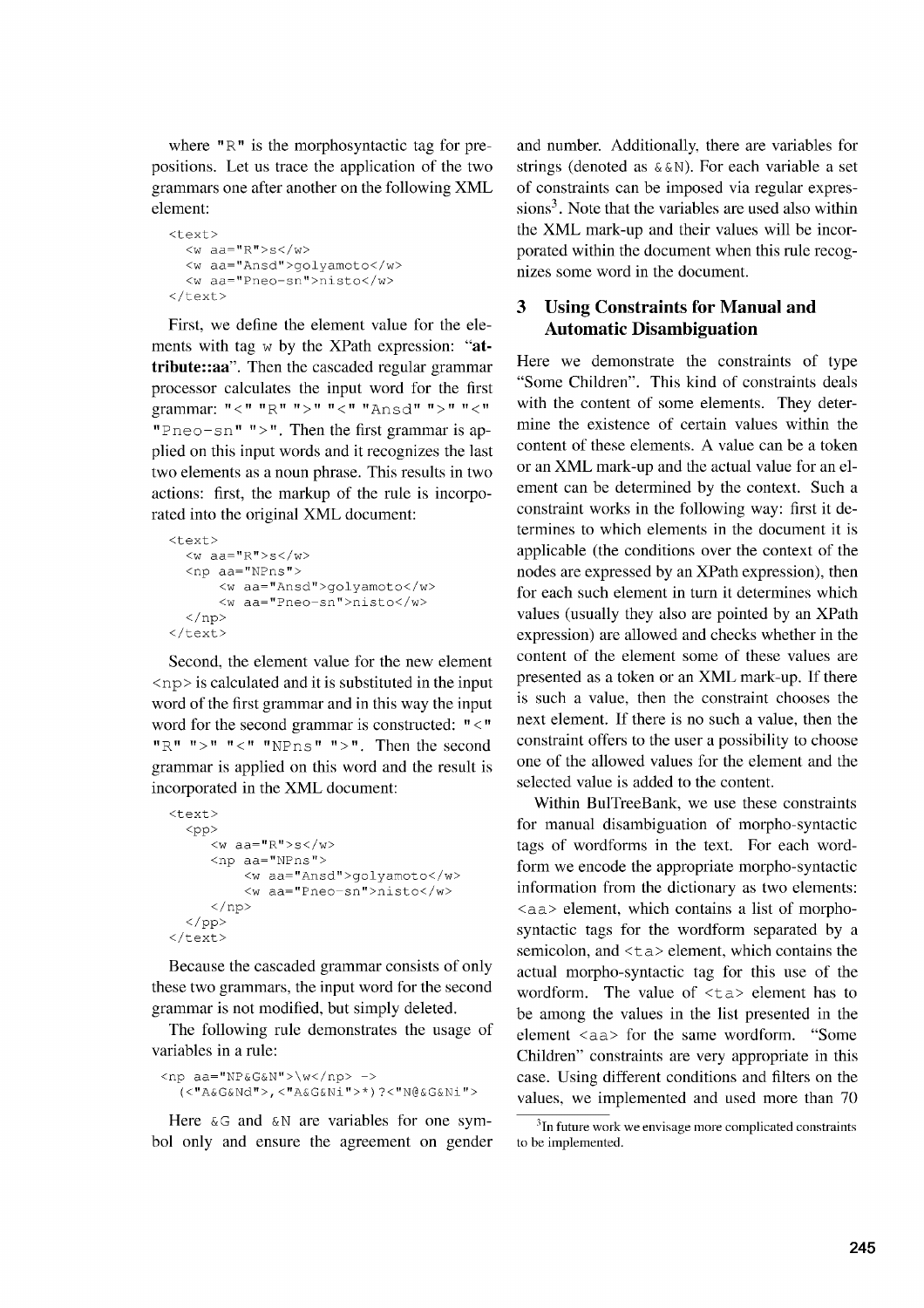where "R" is the morphosyntactic tag for prepositions. Let us trace the application of the two grammars one after another on the following XML element:

```
<text>
  <w aa="R">s</w>
  <w aa="Ansd">golyamoto</w>
  <w aa="Pneo-sn">nisto</w>
</text>
```

First, we define the element value for the elements with tag `w` by the XPath expression: "**attribute::aa**". Then the cascaded regular grammar processor calculates the input word for the first grammar: `"<" "R" ">" "<" "Ansd" ">" "<" "Pneo-sn" ">"`. Then the first grammar is applied on this input words and it recognizes the last two elements as a noun phrase. This results in two actions: first, the markup of the rule is incorporated into the original XML document:

```
<text>
  <w aa="R">s</w>
  <np aa="NPns">
      <w aa="Ansd">golyamoto</w>
      <w aa="Pneo-sn">nisto</w>
  </np>
</text>
```

Second, the element value for the new element `<np>` is calculated and it is substituted in the input word of the first grammar and in this way the input word for the second grammar is constructed: `"<" "R" ">" "<" "NPns" ">"`. Then the second grammar is applied on this word and the result is incorporated in the XML document:

```
<text>
  <pp>
     <w aa="R">s</w>
     <np aa="NPns">
         <w aa="Ansd">golyamoto</w>
         <w aa="Pneo-sn">nisto</w>
     </np>
  </pp>
</text>
```

Because the cascaded grammar consists of only these two grammars, the input word for the second grammar is not modified, but simply deleted.

The following rule demonstrates the usage of variables in a rule:

```
<np aa="NP&G&N">\w</np> ->
  (<"A&G&Nd">,<"A&G&Ni">*)?<"N@&G&Ni">
```

Here `&G` and `&N` are variables for one symbol only and ensure the agreement on gender and number. Additionally, there are variables for strings (denoted as `&&N`). For each variable a set of constraints can be imposed via regular expressions[3]. Note that the variables are used also within the XML mark-up and their values will be incorporated within the document when this rule recognizes some word in the document.

## 3 Using Constraints for Manual and Automatic Disambiguation

Here we demonstrate the constraints of type "Some Children". This kind of constraints deals with the content of some elements. They determine the existence of certain values within the content of these elements. A value can be a token or an XML mark-up and the actual value for an element can be determined by the context. Such a constraint works in the following way: first it determines to which elements in the document it is applicable (the conditions over the context of the nodes are expressed by an XPath expression), then for each such element in turn it determines which values (usually they also are pointed by an XPath expression) are allowed and checks whether in the content of the element some of these values are presented as a token or an XML mark-up. If there is such a value, then the constraint chooses the next element. If there is no such a value, then the constraint offers to the user a possibility to choose one of the allowed values for the element and the selected value is added to the content.

Within BulTreeBank, we use these constraints for manual disambiguation of morpho-syntactic tags of wordforms in the text. For each wordform we encode the appropriate morpho-syntactic information from the dictionary as two elements: `<aa>` element, which contains a list of morpho-syntactic tags for the wordform separated by a semicolon, and `<ta>` element, which contains the actual morpho-syntactic tag for this use of the wordform. The value of `<ta>` element has to be among the values in the list presented in the element `<aa>` for the same wordform. "Some Children" constraints are very appropriate in this case. Using different conditions and filters on the values, we implemented and used more than 70

[3] In future work we envisage more complicated constraints to be implemented.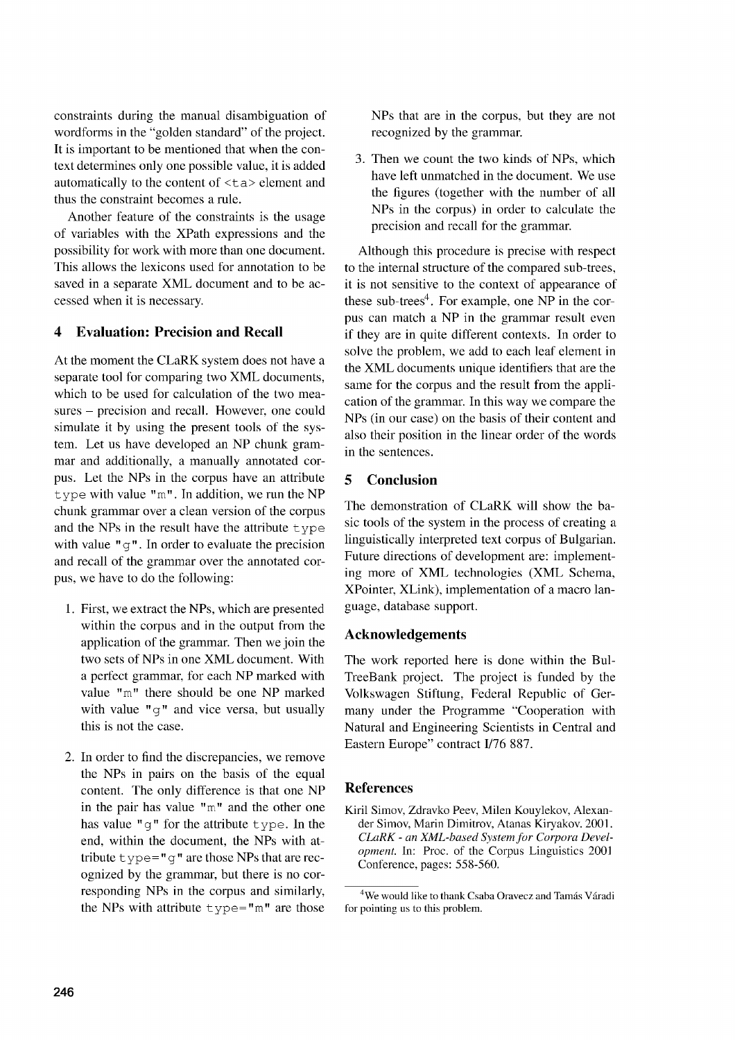constraints during the manual disambiguation of wordforms in the "golden standard" of the project. It is important to be mentioned that when the context determines only one possible value, it is added automatically to the content of `<ta>` element and thus the constraint becomes a rule.

Another feature of the constraints is the usage of variables with the XPath expressions and the possibility for work with more than one document. This allows the lexicons used for annotation to be saved in a separate XML document and to be accessed when it is necessary.

## 4 Evaluation: Precision and Recall

At the moment the CLaRK system does not have a separate tool for comparing two XML documents, which to be used for calculation of the two measures – precision and recall. However, one could simulate it by using the present tools of the system. Let us have developed an NP chunk grammar and additionally, a manually annotated corpus. Let the NPs in the corpus have an attribute `type` with value `"m"`. In addition, we run the NP chunk grammar over a clean version of the corpus and the NPs in the result have the attribute `type` with value `"g"`. In order to evaluate the precision and recall of the grammar over the annotated corpus, we have to do the following:

1. First, we extract the NPs, which are presented within the corpus and in the output from the application of the grammar. Then we join the two sets of NPs in one XML document. With a perfect grammar, for each NP marked with value `"m"` there should be one NP marked with value `"g"` and vice versa, but usually this is not the case.

2. In order to find the discrepancies, we remove the NPs in pairs on the basis of the equal content. The only difference is that one NP in the pair has value `"m"` and the other one has value `"g"` for the attribute `type`. In the end, within the document, the NPs with attribute `type="g"` are those NPs that are recognized by the grammar, but there is no corresponding NPs in the corpus and similarly, the NPs with attribute `type="m"` are those NPs that are in the corpus, but they are not recognized by the grammar.

3. Then we count the two kinds of NPs, which have left unmatched in the document. We use the figures (together with the number of all NPs in the corpus) in order to calculate the precision and recall for the grammar.

Although this procedure is precise with respect to the internal structure of the compared sub-trees, it is not sensitive to the context of appearance of these sub-trees[4]. For example, one NP in the corpus can match a NP in the grammar result even if they are in quite different contexts. In order to solve the problem, we add to each leaf element in the XML documents unique identifiers that are the same for the corpus and the result from the application of the grammar. In this way we compare the NPs (in our case) on the basis of their content and also their position in the linear order of the words in the sentences.

## 5 Conclusion

The demonstration of CLaRK will show the basic tools of the system in the process of creating a linguistically interpreted text corpus of Bulgarian. Future directions of development are: implementing more of XML technologies (XML Schema, XPointer, XLink), implementation of a macro language, database support.

## Acknowledgements

The work reported here is done within the BulTreeBank project. The project is funded by the Volkswagen Stiftung, Federal Republic of Germany under the Programme "Cooperation with Natural and Engineering Scientists in Central and Eastern Europe" contract I/76 887.

## References

Kiril Simov, Zdravko Peev, Milen Kouylekov, Alexander Simov, Marin Dimitrov, Atanas Kiryakov. 2001. *CLaRK - an XML-based System for Corpora Development*. In: Proc. of the Corpus Linguistics 2001 Conference, pages: 558-560.

---

[4] We would like to thank Csaba Oravecz and Tamás Váradi for pointing us to this problem.